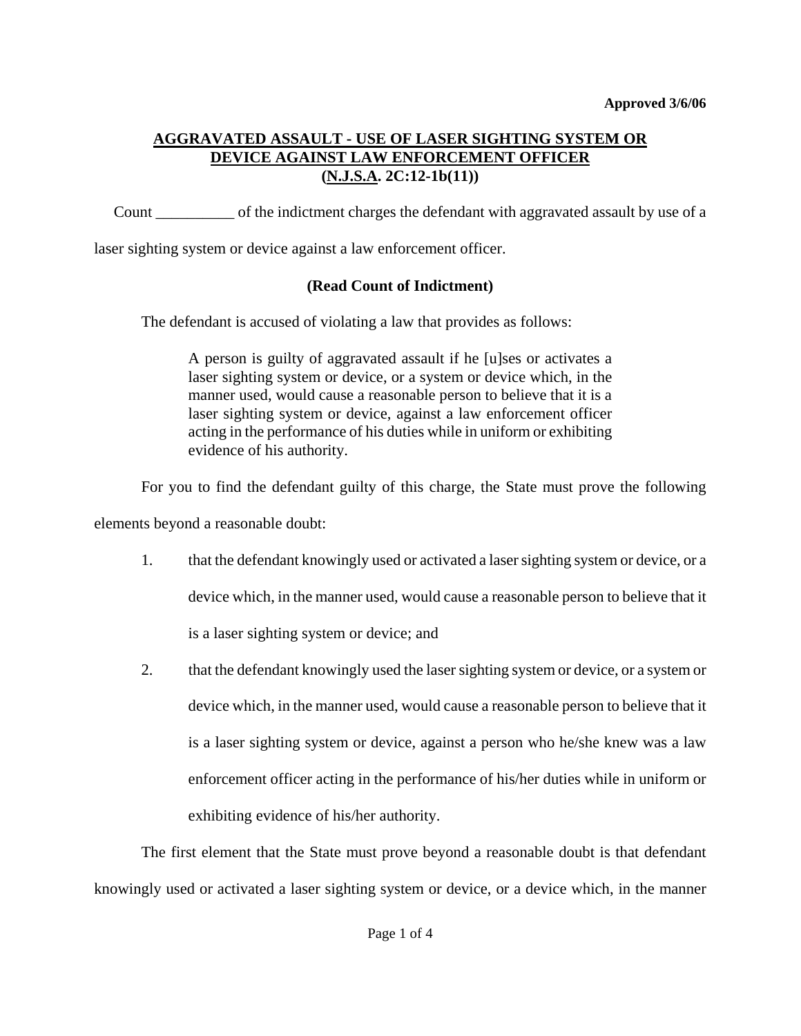Approved 3/6/06

**AGGRAVATED ASSAULT - USE OF LASER SIGHTING SYSTEM OR DEVICE AGAINST LAW ENFORCEMENT OFFICER**
**(N.J.S.A. 2C:12-1b(11))**

Count __________ of the indictment charges the defendant with aggravated assault by use of a laser sighting system or device against a law enforcement officer.

**(Read Count of Indictment)**

The defendant is accused of violating a law that provides as follows:

> A person is guilty of aggravated assault if he [u]ses or activates a laser sighting system or device, or a system or device which, in the manner used, would cause a reasonable person to believe that it is a laser sighting system or device, against a law enforcement officer acting in the performance of his duties while in uniform or exhibiting evidence of his authority.

For you to find the defendant guilty of this charge, the State must prove the following elements beyond a reasonable doubt:

1. that the defendant knowingly used or activated a laser sighting system or device, or a device which, in the manner used, would cause a reasonable person to believe that it is a laser sighting system or device; and

2. that the defendant knowingly used the laser sighting system or device, or a system or device which, in the manner used, would cause a reasonable person to believe that it is a laser sighting system or device, against a person who he/she knew was a law enforcement officer acting in the performance of his/her duties while in uniform or exhibiting evidence of his/her authority.

The first element that the State must prove beyond a reasonable doubt is that defendant knowingly used or activated a laser sighting system or device, or a device which, in the manner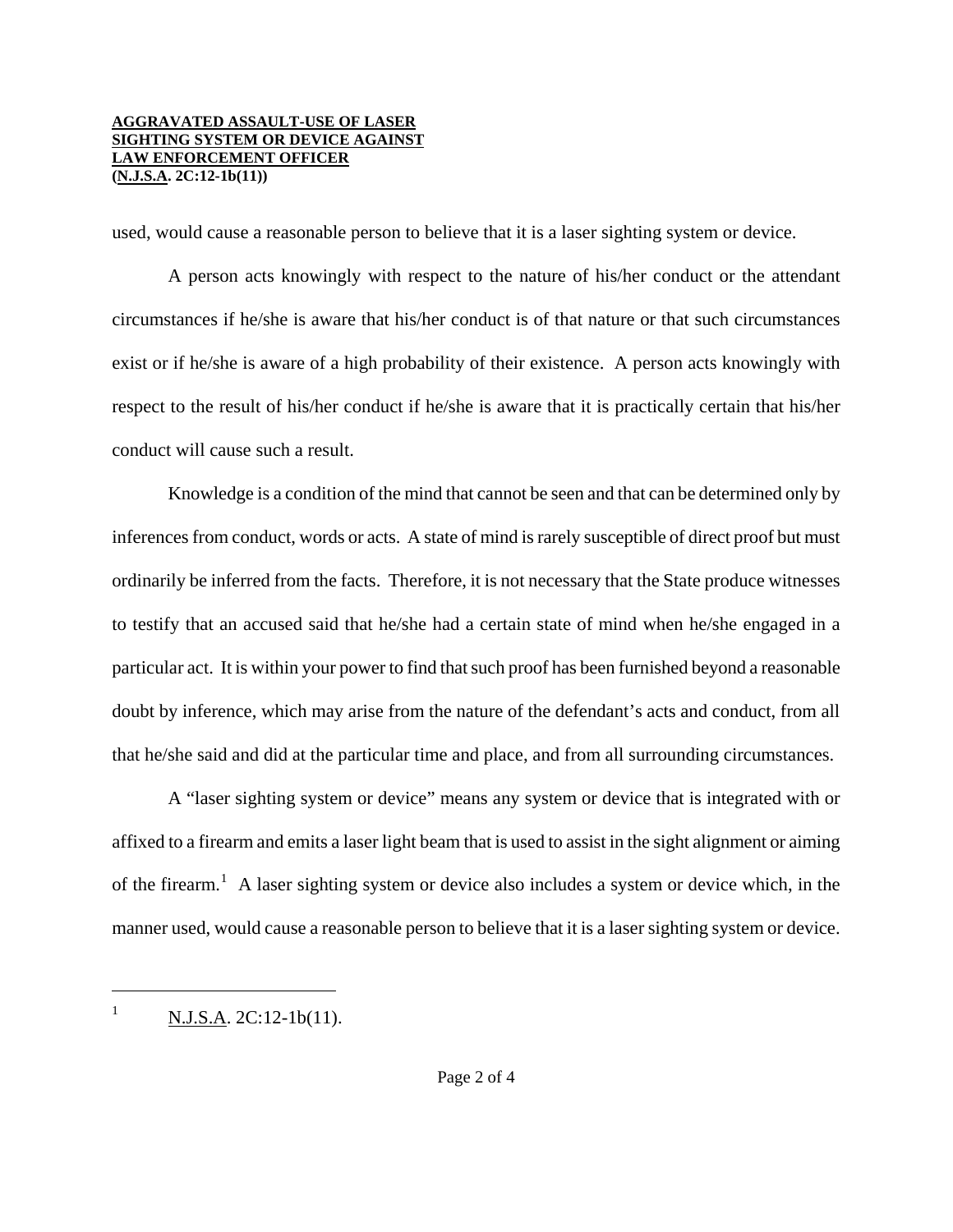used, would cause a reasonable person to believe that it is a laser sighting system or device.

A person acts knowingly with respect to the nature of his/her conduct or the attendant circumstances if he/she is aware that his/her conduct is of that nature or that such circumstances exist or if he/she is aware of a high probability of their existence. A person acts knowingly with respect to the result of his/her conduct if he/she is aware that it is practically certain that his/her conduct will cause such a result.

Knowledge is a condition of the mind that cannot be seen and that can be determined only by inferences from conduct, words or acts. A state of mind is rarely susceptible of direct proof but must ordinarily be inferred from the facts. Therefore, it is not necessary that the State produce witnesses to testify that an accused said that he/she had a certain state of mind when he/she engaged in a particular act. It is within your power to find that such proof has been furnished beyond a reasonable doubt by inference, which may arise from the nature of the defendant's acts and conduct, from all that he/she said and did at the particular time and place, and from all surrounding circumstances.

A "laser sighting system or device" means any system or device that is integrated with or affixed to a firearm and emits a laser light beam that is used to assist in the sight alignment or aiming of the firearm.[1] A laser sighting system or device also includes a system or device which, in the manner used, would cause a reasonable person to believe that it is a laser sighting system or device.

---

[1] N.J.S.A. 2C:12-1b(11).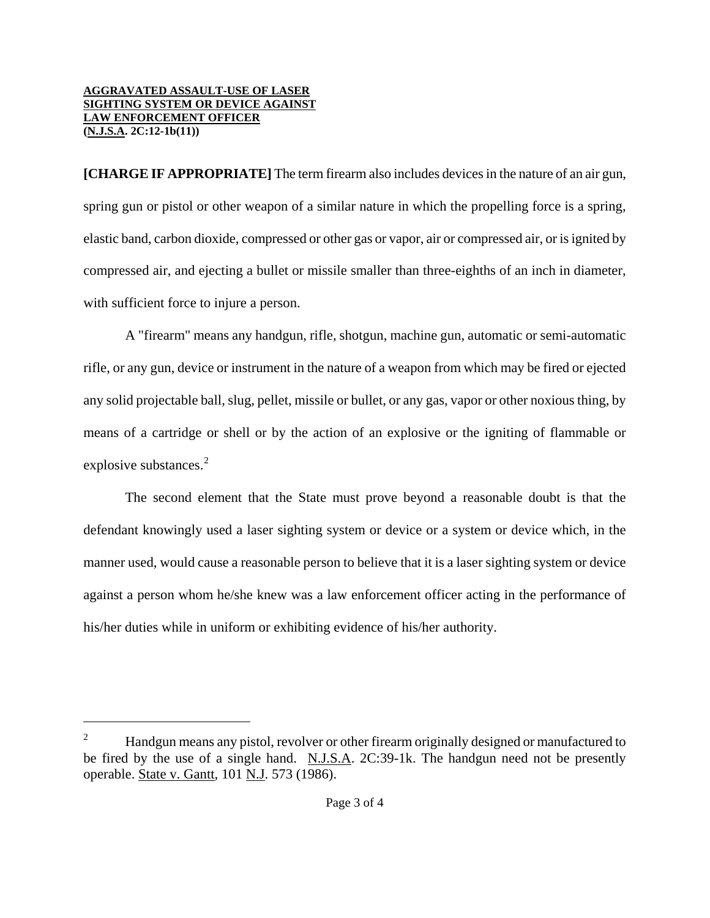**[CHARGE IF APPROPRIATE]** The term firearm also includes devices in the nature of an air gun, spring gun or pistol or other weapon of a similar nature in which the propelling force is a spring, elastic band, carbon dioxide, compressed or other gas or vapor, air or compressed air, or is ignited by compressed air, and ejecting a bullet or missile smaller than three-eighths of an inch in diameter, with sufficient force to injure a person.

A "firearm" means any handgun, rifle, shotgun, machine gun, automatic or semi-automatic rifle, or any gun, device or instrument in the nature of a weapon from which may be fired or ejected any solid projectable ball, slug, pellet, missile or bullet, or any gas, vapor or other noxious thing, by means of a cartridge or shell or by the action of an explosive or the igniting of flammable or explosive substances.[2]

The second element that the State must prove beyond a reasonable doubt is that the defendant knowingly used a laser sighting system or device or a system or device which, in the manner used, would cause a reasonable person to believe that it is a laser sighting system or device against a person whom he/she knew was a law enforcement officer acting in the performance of his/her duties while in uniform or exhibiting evidence of his/her authority.

---

[2] Handgun means any pistol, revolver or other firearm originally designed or manufactured to be fired by the use of a single hand. N.J.S.A. 2C:39-1k. The handgun need not be presently operable. State v. Gantt, 101 N.J. 573 (1986).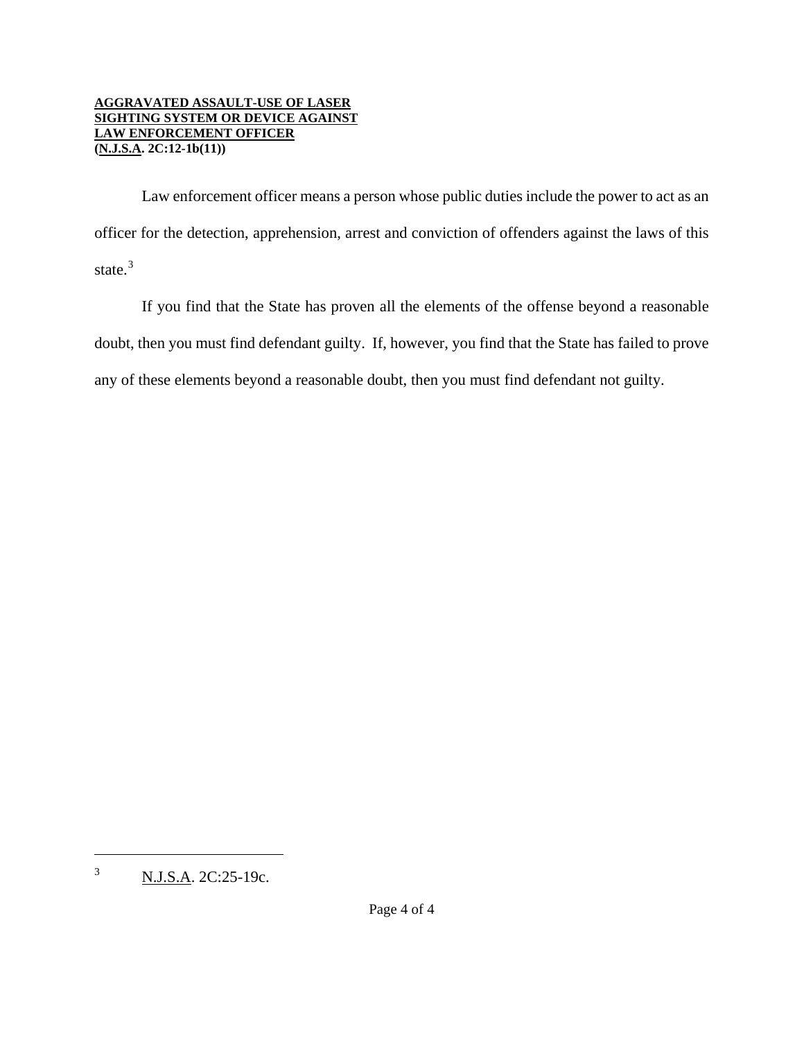**AGGRAVATED ASSAULT-USE OF LASER SIGHTING SYSTEM OR DEVICE AGAINST LAW ENFORCEMENT OFFICER (N.J.S.A. 2C:12-1b(11))**

Law enforcement officer means a person whose public duties include the power to act as an officer for the detection, apprehension, arrest and conviction of offenders against the laws of this state.[3]

If you find that the State has proven all the elements of the offense beyond a reasonable doubt, then you must find defendant guilty. If, however, you find that the State has failed to prove any of these elements beyond a reasonable doubt, then you must find defendant not guilty.

---

[3] N.J.S.A. 2C:25-19c.